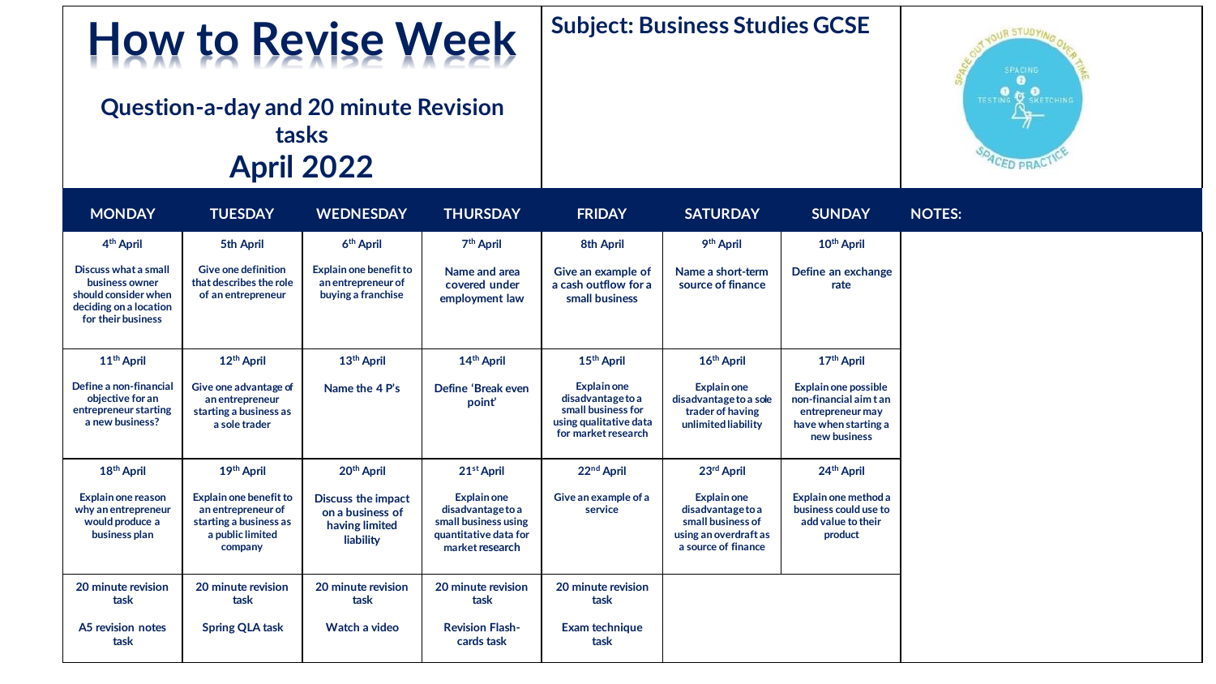# How to Revise Week

## Question-a-day and 20 minute Revision tasks

## April 2022

**Subject: Business Studies GCSE**

| MONDAY | TUESDAY | WEDNESDAY | THURSDAY | FRIDAY | SATURDAY | SUNDAY | NOTES: |
|---|---|---|---|---|---|---|---|
| 4th April<br><br>Discuss what a small business owner should consider when deciding on a location for their business | 5th April<br><br>Give one definition that describes the role of an entrepreneur | 6th April<br><br>Explain one benefit to an entrepreneur of buying a franchise | 7th April<br><br>Name and area covered under employment law | 8th April<br><br>Give an example of a cash outflow for a small business | 9th April<br><br>Name a short-term source of finance | 10th April<br><br>Define an exchange rate | |
| 11th April<br><br>Define a non-financial objective for an entrepreneur starting a new business? | 12th April<br><br>Give one advantage of an entrepreneur starting a business as a sole trader | 13th April<br><br>Name the 4 P's | 14th April<br><br>Define 'Break even point' | 15th April<br><br>Explain one disadvantage to a small business for using qualitative data for market research | 16th April<br><br>Explain one disadvantage to a sole trader of having unlimited liability | 17th April<br><br>Explain one possible non-financial aim t an entrepreneur may have when starting a new business | |
| 18th April<br><br>Explain one reason why an entrepreneur would produce a business plan | 19th April<br><br>Explain one benefit to an entrepreneur of starting a business as a public limited company | 20th April<br><br>Discuss the impact on a business of having limited liability | 21st April<br><br>Explain one disadvantage to a small business using quantitative data for market research | 22nd April<br><br>Give an example of a service | 23rd April<br><br>Explain one disadvantage to a small business of using an overdraft as a source of finance | 24th April<br><br>Explain one method a business could use to add value to their product | |
| 20 minute revision task<br><br>A5 revision notes task | 20 minute revision task<br><br>Spring QLA task | 20 minute revision task<br><br>Watch a video | 20 minute revision task<br><br>Revision Flash-cards task | 20 minute revision task<br><br>Exam technique task | | | |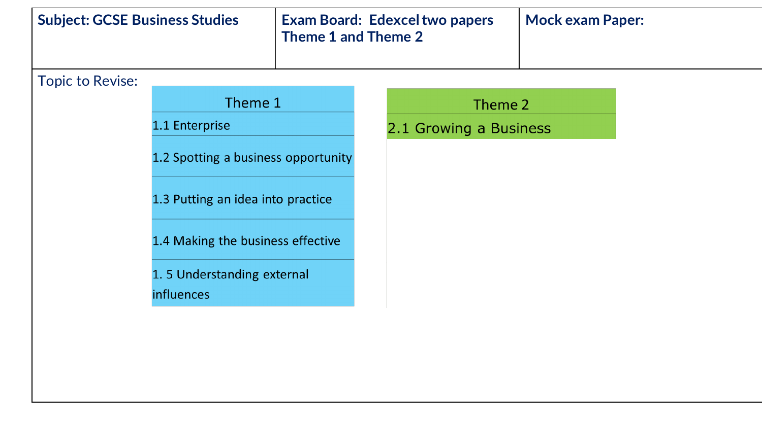| Subject: GCSE Business Studies | Exam Board: Edexcel two papers Theme 1 and Theme 2 | Mock exam Paper: |
|---|---|---|

Topic to Revise:

| Theme 1 |
|---|
| 1.1 Enterprise |
| 1.2 Spotting a business opportunity |
| 1.3 Putting an idea into practice |
| 1.4 Making the business effective |
| 1. 5 Understanding external influences |

| Theme 2 |
|---|
| 2.1 Growing a Business |